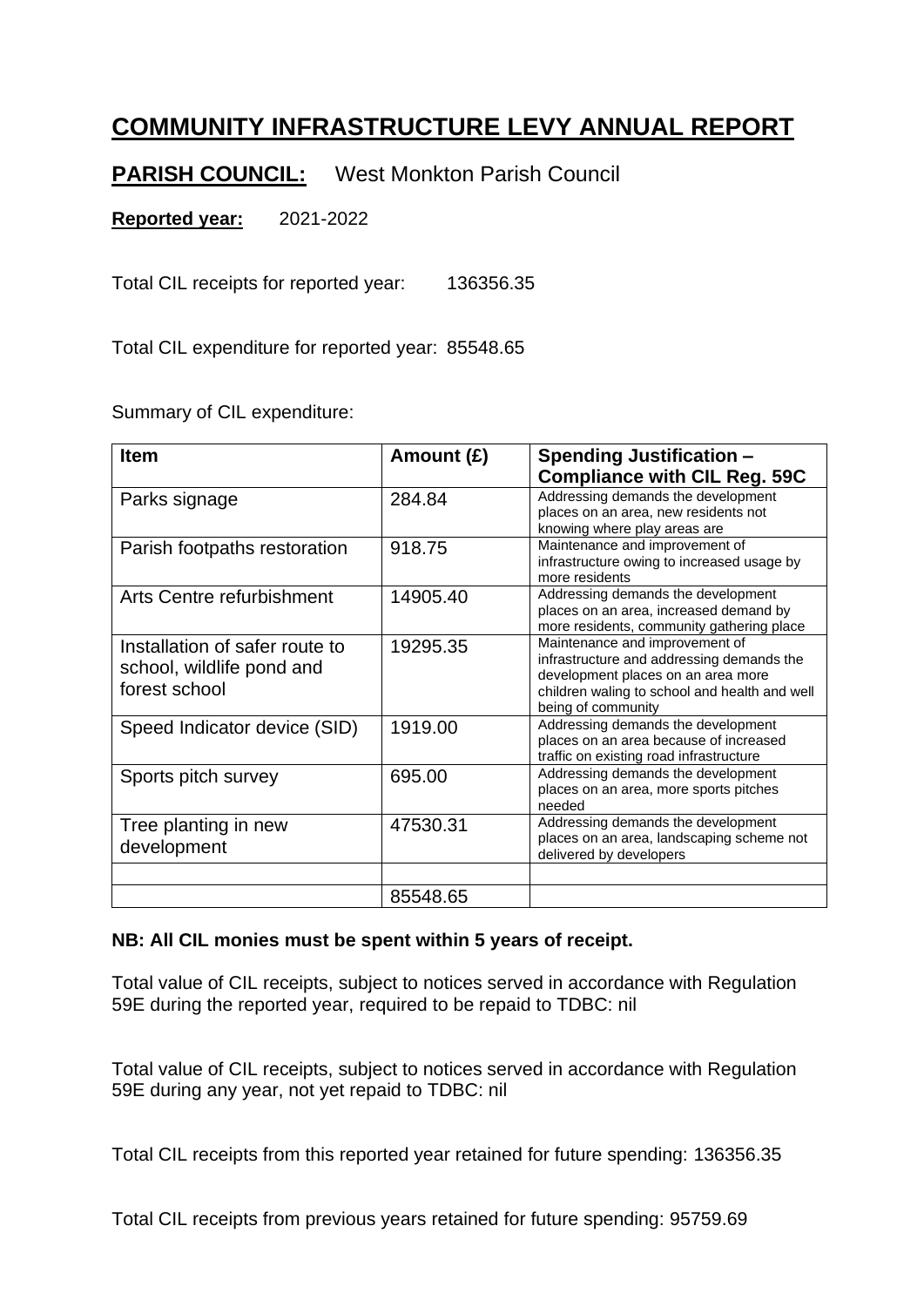# COMMUNITY INFRASTRUCTURE LEVY ANNUAL REPORT

## PARISH COUNCIL: West Monkton Parish Council

**Reported year:** 2021-2022

Total CIL receipts for reported year: 136356.35

Total CIL expenditure for reported year: 85548.65

Summary of CIL expenditure:

| Item | Amount (£) | Spending Justification – Compliance with CIL Reg. 59C |
|---|---|---|
| Parks signage | 284.84 | Addressing demands the development places on an area, new residents not knowing where play areas are |
| Parish footpaths restoration | 918.75 | Maintenance and improvement of infrastructure owing to increased usage by more residents |
| Arts Centre refurbishment | 14905.40 | Addressing demands the development places on an area, increased demand by more residents, community gathering place |
| Installation of safer route to school, wildlife pond and forest school | 19295.35 | Maintenance and improvement of infrastructure and addressing demands the development places on an area more children waling to school and health and well being of community |
| Speed Indicator device (SID) | 1919.00 | Addressing demands the development places on an area because of increased traffic on existing road infrastructure |
| Sports pitch survey | 695.00 | Addressing demands the development places on an area, more sports pitches needed |
| Tree planting in new development | 47530.31 | Addressing demands the development places on an area, landscaping scheme not delivered by developers |
| | | |
| | 85548.65 | |

**NB: All CIL monies must be spent within 5 years of receipt.**

Total value of CIL receipts, subject to notices served in accordance with Regulation 59E during the reported year, required to be repaid to TDBC: nil

Total value of CIL receipts, subject to notices served in accordance with Regulation 59E during any year, not yet repaid to TDBC: nil

Total CIL receipts from this reported year retained for future spending: 136356.35

Total CIL receipts from previous years retained for future spending: 95759.69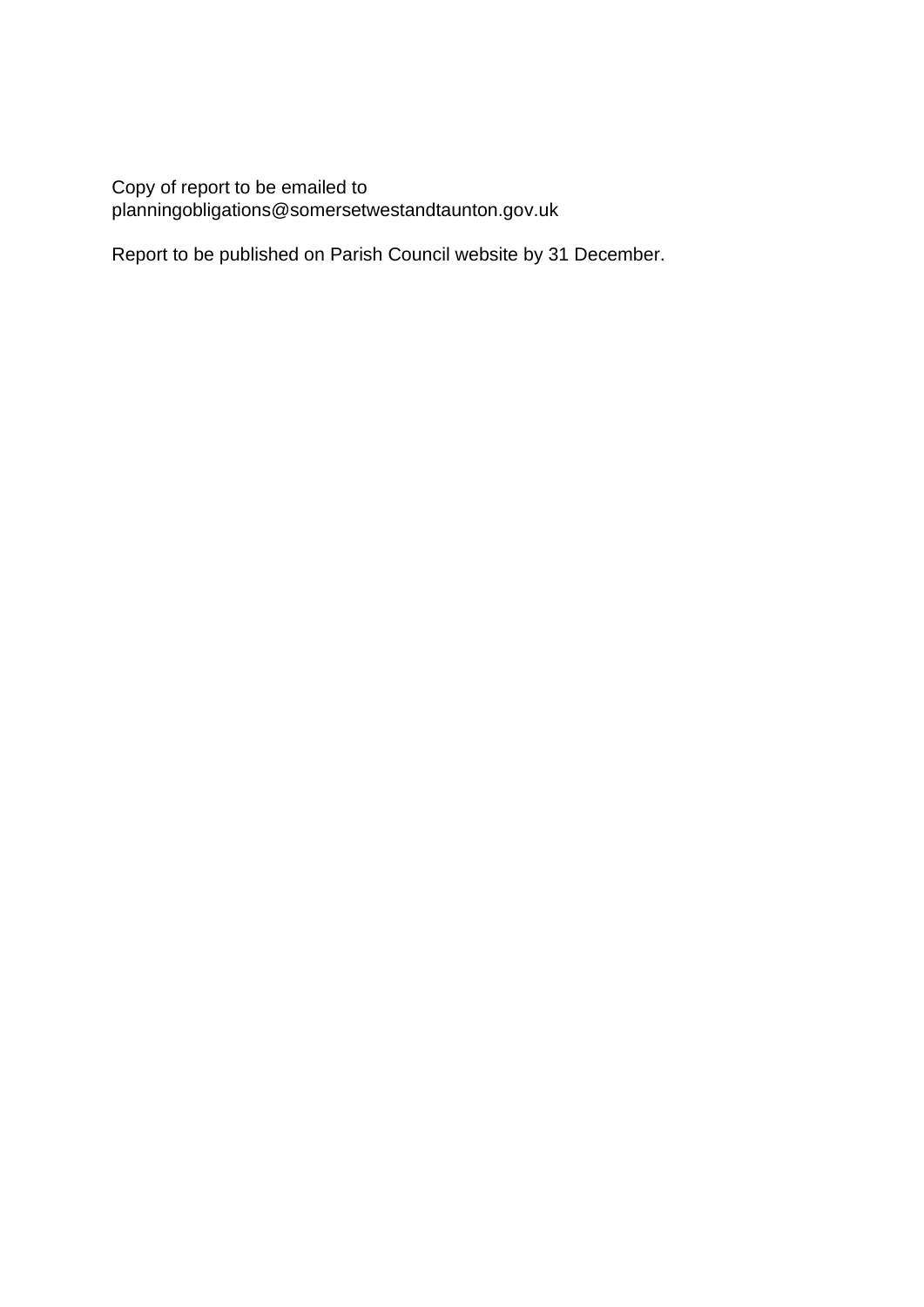Copy of report to be emailed to
planningobligations@somersetwestandtaunton.gov.uk

Report to be published on Parish Council website by 31 December.